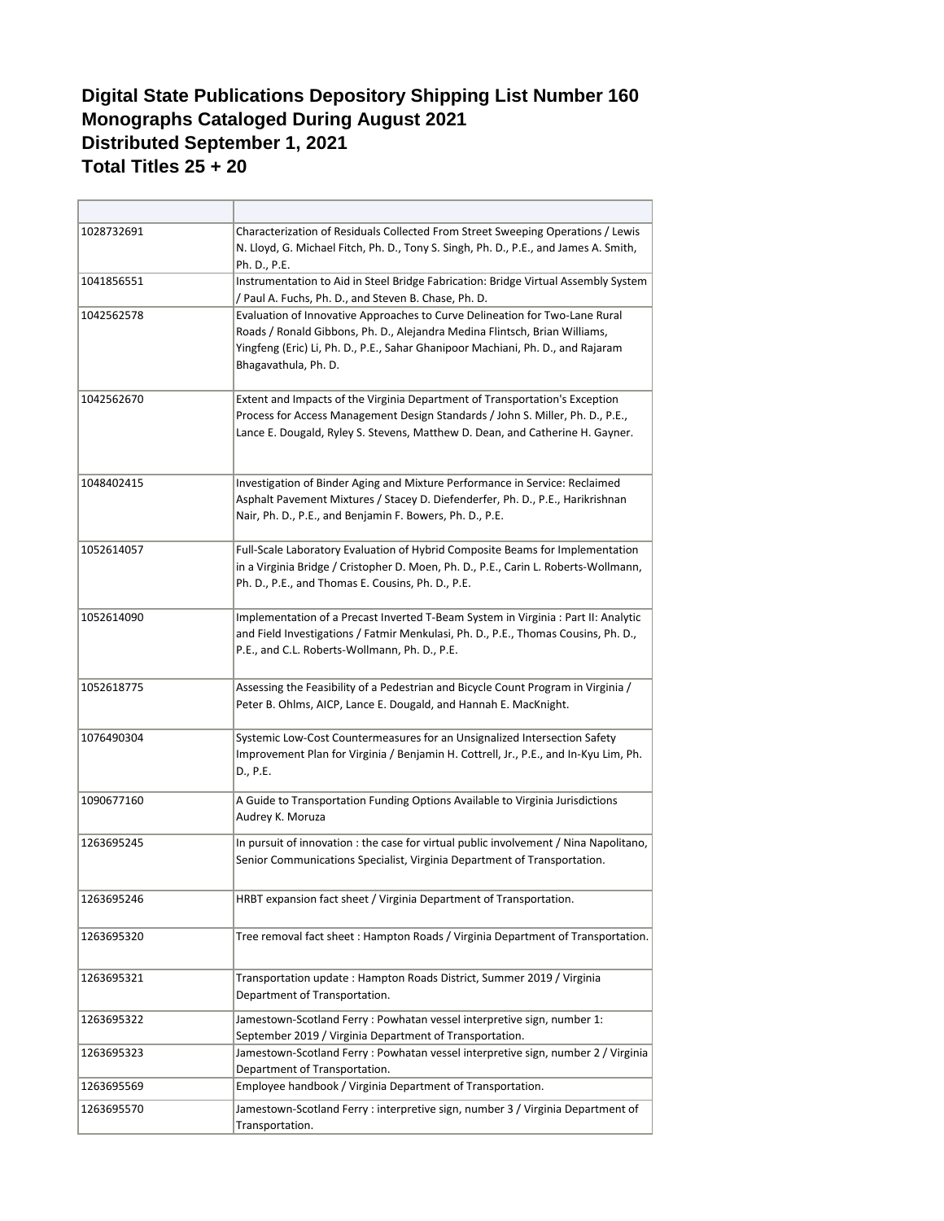# Digital State Publications Depository Shipping List Number 160
# Monographs Cataloged During August 2021
# Distributed September 1, 2021
# Total Titles 25 + 20

| | |
|---|---|
| 1028732691 | Characterization of Residuals Collected From Street Sweeping Operations / Lewis N. Lloyd, G. Michael Fitch, Ph. D., Tony S. Singh, Ph. D., P.E., and James A. Smith, Ph. D., P.E. |
| 1041856551 | Instrumentation to Aid in Steel Bridge Fabrication: Bridge Virtual Assembly System / Paul A. Fuchs, Ph. D., and Steven B. Chase, Ph. D. |
| 1042562578 | Evaluation of Innovative Approaches to Curve Delineation for Two-Lane Rural Roads / Ronald Gibbons, Ph. D., Alejandra Medina Flintsch, Brian Williams, Yingfeng (Eric) Li, Ph. D., P.E., Sahar Ghanipoor Machiani, Ph. D., and Rajaram Bhagavathula, Ph. D. |
| 1042562670 | Extent and Impacts of the Virginia Department of Transportation's Exception Process for Access Management Design Standards / John S. Miller, Ph. D., P.E., Lance E. Dougald, Ryley S. Stevens, Matthew D. Dean, and Catherine H. Gayner. |
| 1048402415 | Investigation of Binder Aging and Mixture Performance in Service: Reclaimed Asphalt Pavement Mixtures / Stacey D. Diefenderfer, Ph. D., P.E., Harikrishnan Nair, Ph. D., P.E., and Benjamin F. Bowers, Ph. D., P.E. |
| 1052614057 | Full-Scale Laboratory Evaluation of Hybrid Composite Beams for Implementation in a Virginia Bridge / Cristopher D. Moen, Ph. D., P.E., Carin L. Roberts-Wollmann, Ph. D., P.E., and Thomas E. Cousins, Ph. D., P.E. |
| 1052614090 | Implementation of a Precast Inverted T-Beam System in Virginia : Part II: Analytic and Field Investigations / Fatmir Menkulasi, Ph. D., P.E., Thomas Cousins, Ph. D., P.E., and C.L. Roberts-Wollmann, Ph. D., P.E. |
| 1052618775 | Assessing the Feasibility of a Pedestrian and Bicycle Count Program in Virginia / Peter B. Ohlms, AICP, Lance E. Dougald, and Hannah E. MacKnight. |
| 1076490304 | Systemic Low-Cost Countermeasures for an Unsignalized Intersection Safety Improvement Plan for Virginia / Benjamin H. Cottrell, Jr., P.E., and In-Kyu Lim, Ph. D., P.E. |
| 1090677160 | A Guide to Transportation Funding Options Available to Virginia Jurisdictions Audrey K. Moruza |
| 1263695245 | In pursuit of innovation : the case for virtual public involvement / Nina Napolitano, Senior Communications Specialist, Virginia Department of Transportation. |
| 1263695246 | HRBT expansion fact sheet / Virginia Department of Transportation. |
| 1263695320 | Tree removal fact sheet : Hampton Roads / Virginia Department of Transportation. |
| 1263695321 | Transportation update : Hampton Roads District, Summer 2019 / Virginia Department of Transportation. |
| 1263695322 | Jamestown-Scotland Ferry : Powhatan vessel interpretive sign, number 1: September 2019 / Virginia Department of Transportation. |
| 1263695323 | Jamestown-Scotland Ferry : Powhatan vessel interpretive sign, number 2 / Virginia Department of Transportation. |
| 1263695569 | Employee handbook / Virginia Department of Transportation. |
| 1263695570 | Jamestown-Scotland Ferry : interpretive sign, number 3 / Virginia Department of Transportation. |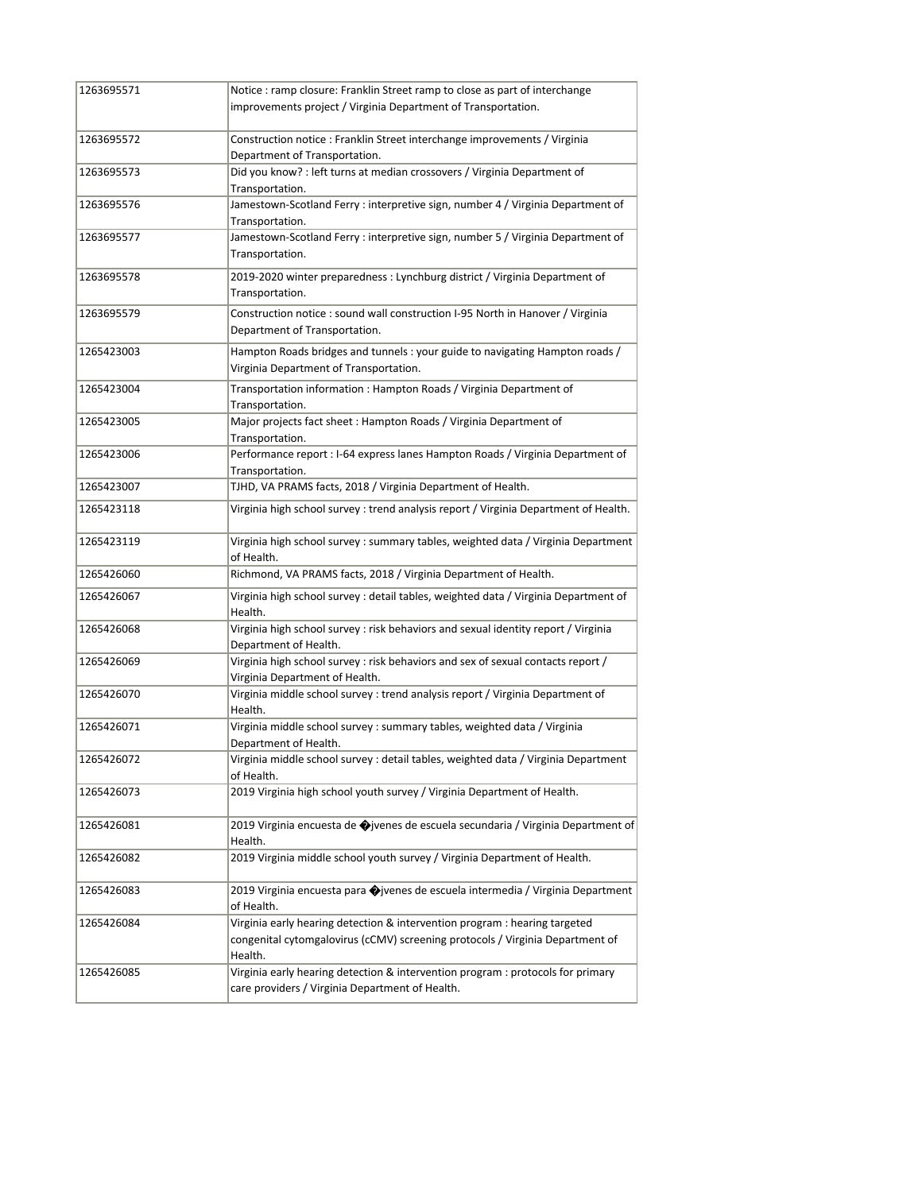| | |
|---|---|
| 1263695571 | Notice : ramp closure: Franklin Street ramp to close as part of interchange improvements project / Virginia Department of Transportation. |
| 1263695572 | Construction notice : Franklin Street interchange improvements / Virginia Department of Transportation. |
| 1263695573 | Did you know? : left turns at median crossovers / Virginia Department of Transportation. |
| 1263695576 | Jamestown-Scotland Ferry : interpretive sign, number 4 / Virginia Department of Transportation. |
| 1263695577 | Jamestown-Scotland Ferry : interpretive sign, number 5 / Virginia Department of Transportation. |
| 1263695578 | 2019-2020 winter preparedness : Lynchburg district / Virginia Department of Transportation. |
| 1263695579 | Construction notice : sound wall construction I-95 North in Hanover / Virginia Department of Transportation. |
| 1265423003 | Hampton Roads bridges and tunnels : your guide to navigating Hampton roads / Virginia Department of Transportation. |
| 1265423004 | Transportation information : Hampton Roads / Virginia Department of Transportation. |
| 1265423005 | Major projects fact sheet : Hampton Roads / Virginia Department of Transportation. |
| 1265423006 | Performance report : I-64 express lanes Hampton Roads / Virginia Department of Transportation. |
| 1265423007 | TJHD, VA PRAMS facts, 2018 / Virginia Department of Health. |
| 1265423118 | Virginia high school survey : trend analysis report / Virginia Department of Health. |
| 1265423119 | Virginia high school survey : summary tables, weighted data / Virginia Department of Health. |
| 1265426060 | Richmond, VA PRAMS facts, 2018 / Virginia Department of Health. |
| 1265426067 | Virginia high school survey : detail tables, weighted data / Virginia Department of Health. |
| 1265426068 | Virginia high school survey : risk behaviors and sexual identity report / Virginia Department of Health. |
| 1265426069 | Virginia high school survey : risk behaviors and sex of sexual contacts report / Virginia Department of Health. |
| 1265426070 | Virginia middle school survey : trend analysis report / Virginia Department of Health. |
| 1265426071 | Virginia middle school survey : summary tables, weighted data / Virginia Department of Health. |
| 1265426072 | Virginia middle school survey : detail tables, weighted data / Virginia Department of Health. |
| 1265426073 | 2019 Virginia high school youth survey / Virginia Department of Health. |
| 1265426081 | 2019 Virginia encuesta de �jvenes de escuela secundaria / Virginia Department of Health. |
| 1265426082 | 2019 Virginia middle school youth survey / Virginia Department of Health. |
| 1265426083 | 2019 Virginia encuesta para �jvenes de escuela intermedia / Virginia Department of Health. |
| 1265426084 | Virginia early hearing detection & intervention program : hearing targeted congenital cytomgalovirus (cCMV) screening protocols / Virginia Department of Health. |
| 1265426085 | Virginia early hearing detection & intervention program : protocols for primary care providers / Virginia Department of Health. |